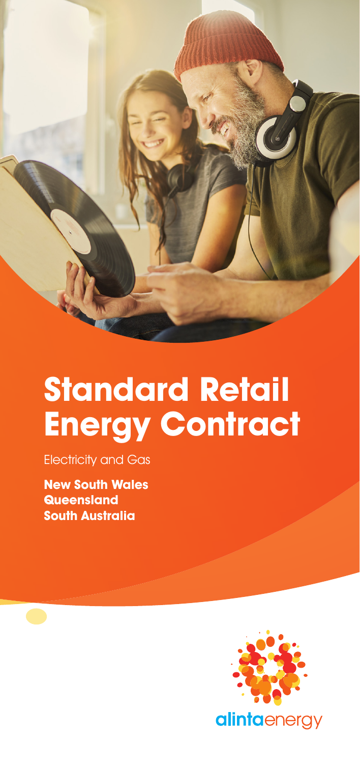# Standard Retail Energy Contract

Electricity and Gas

**New South Wales**
**Queensland**
**South Australia**

alintaenergy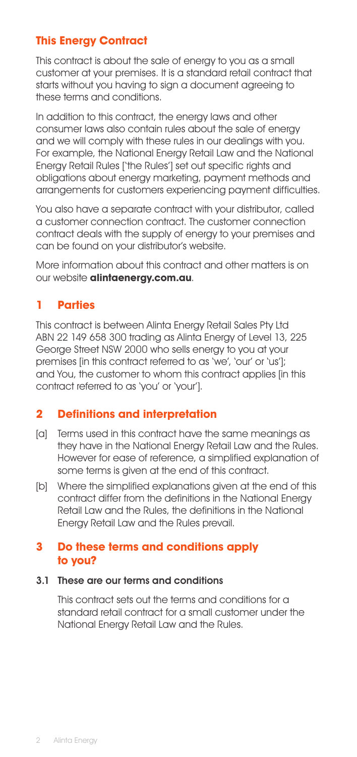## This Energy Contract

This contract is about the sale of energy to you as a small customer at your premises. It is a standard retail contract that starts without you having to sign a document agreeing to these terms and conditions.

In addition to this contract, the energy laws and other consumer laws also contain rules about the sale of energy and we will comply with these rules in our dealings with you. For example, the National Energy Retail Law and the National Energy Retail Rules ['the Rules'] set out specific rights and obligations about energy marketing, payment methods and arrangements for customers experiencing payment difficulties.

You also have a separate contract with your distributor, called a customer connection contract. The customer connection contract deals with the supply of energy to your premises and can be found on your distributor's website.

More information about this contract and other matters is on our website **alintaenergy.com.au**.

## 1 Parties

This contract is between Alinta Energy Retail Sales Pty Ltd ABN 22 149 658 300 trading as Alinta Energy of Level 13, 225 George Street NSW 2000 who sells energy to you at your premises [in this contract referred to as 'we', 'our' or 'us']; and You, the customer to whom this contract applies [in this contract referred to as 'you' or 'your'].

## 2 Definitions and interpretation

[a] Terms used in this contract have the same meanings as they have in the National Energy Retail Law and the Rules. However for ease of reference, a simplified explanation of some terms is given at the end of this contract.

[b] Where the simplified explanations given at the end of this contract differ from the definitions in the National Energy Retail Law and the Rules, the definitions in the National Energy Retail Law and the Rules prevail.

## 3 Do these terms and conditions apply to you?

### 3.1 These are our terms and conditions

This contract sets out the terms and conditions for a standard retail contract for a small customer under the National Energy Retail Law and the Rules.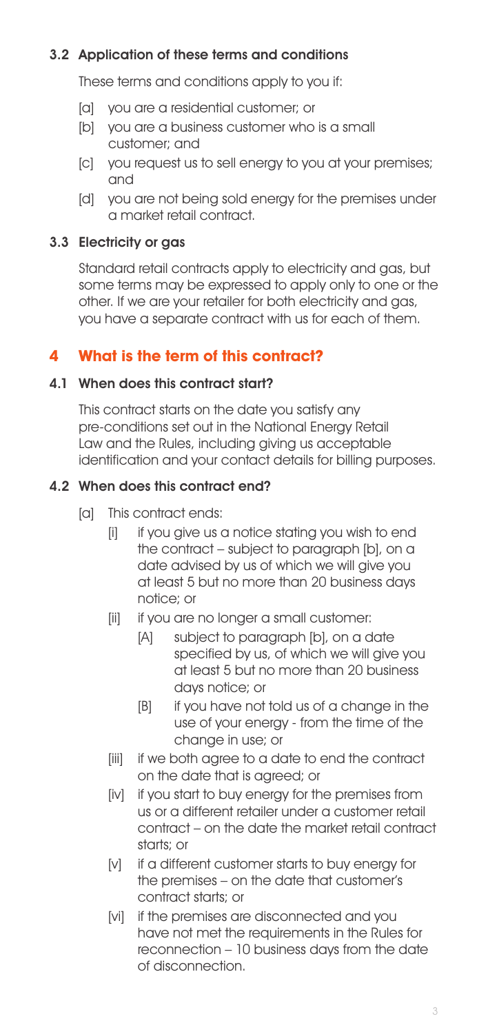### 3.2 Application of these terms and conditions

These terms and conditions apply to you if:

- [a] you are a residential customer; or
- [b] you are a business customer who is a small customer; and
- [c] you request us to sell energy to you at your premises; and
- [d] you are not being sold energy for the premises under a market retail contract.

### 3.3 Electricity or gas

Standard retail contracts apply to electricity and gas, but some terms may be expressed to apply only to one or the other. If we are your retailer for both electricity and gas, you have a separate contract with us for each of them.

## 4 What is the term of this contract?

### 4.1 When does this contract start?

This contract starts on the date you satisfy any pre-conditions set out in the National Energy Retail Law and the Rules, including giving us acceptable identification and your contact details for billing purposes.

### 4.2 When does this contract end?

- [a] This contract ends:
  - [i] if you give us a notice stating you wish to end the contract – subject to paragraph [b], on a date advised by us of which we will give you at least 5 but no more than 20 business days notice; or
  - [ii] if you are no longer a small customer:
    - [A] subject to paragraph [b], on a date specified by us, of which we will give you at least 5 but no more than 20 business days notice; or
    - [B] if you have not told us of a change in the use of your energy - from the time of the change in use; or
  - [iii] if we both agree to a date to end the contract on the date that is agreed; or
  - [iv] if you start to buy energy for the premises from us or a different retailer under a customer retail contract – on the date the market retail contract starts; or
  - [v] if a different customer starts to buy energy for the premises – on the date that customer's contract starts; or
  - [vi] if the premises are disconnected and you have not met the requirements in the Rules for reconnection – 10 business days from the date of disconnection.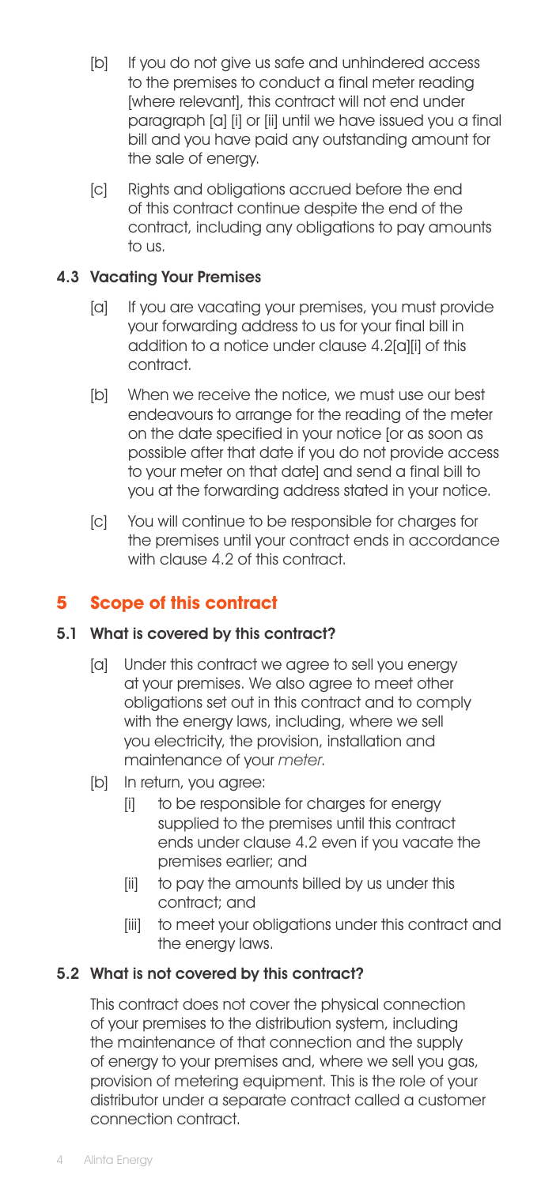[b] If you do not give us safe and unhindered access to the premises to conduct a final meter reading [where relevant], this contract will not end under paragraph [a] [i] or [ii] until we have issued you a final bill and you have paid any outstanding amount for the sale of energy.

[c] Rights and obligations accrued before the end of this contract continue despite the end of the contract, including any obligations to pay amounts to us.

### 4.3 Vacating Your Premises

[a] If you are vacating your premises, you must provide your forwarding address to us for your final bill in addition to a notice under clause 4.2[a][i] of this contract.

[b] When we receive the notice, we must use our best endeavours to arrange for the reading of the meter on the date specified in your notice [or as soon as possible after that date if you do not provide access to your meter on that date] and send a final bill to you at the forwarding address stated in your notice.

[c] You will continue to be responsible for charges for the premises until your contract ends in accordance with clause 4.2 of this contract.

## 5 Scope of this contract

### 5.1 What is covered by this contract?

[a] Under this contract we agree to sell you energy at your premises. We also agree to meet other obligations set out in this contract and to comply with the energy laws, including, where we sell you electricity, the provision, installation and maintenance of your *meter*.

[b] In return, you agree:

[i] to be responsible for charges for energy supplied to the premises until this contract ends under clause 4.2 even if you vacate the premises earlier; and

[ii] to pay the amounts billed by us under this contract; and

[iii] to meet your obligations under this contract and the energy laws.

### 5.2 What is not covered by this contract?

This contract does not cover the physical connection of your premises to the distribution system, including the maintenance of that connection and the supply of energy to your premises and, where we sell you gas, provision of metering equipment. This is the role of your distributor under a separate contract called a customer connection contract.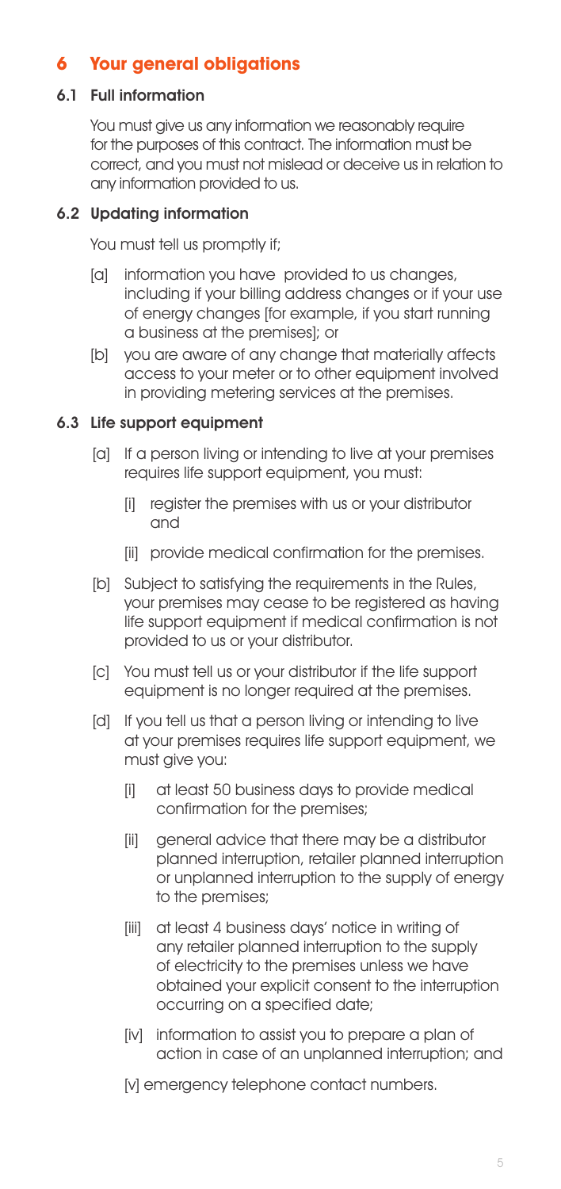## 6 Your general obligations

### 6.1 Full information

You must give us any information we reasonably require for the purposes of this contract. The information must be correct, and you must not mislead or deceive us in relation to any information provided to us.

### 6.2 Updating information

You must tell us promptly if;

[a] information you have provided to us changes, including if your billing address changes or if your use of energy changes [for example, if you start running a business at the premises]; or

[b] you are aware of any change that materially affects access to your meter or to other equipment involved in providing metering services at the premises.

### 6.3 Life support equipment

[a] If a person living or intending to live at your premises requires life support equipment, you must:

[i] register the premises with us or your distributor and

[ii] provide medical confirmation for the premises.

[b] Subject to satisfying the requirements in the Rules, your premises may cease to be registered as having life support equipment if medical confirmation is not provided to us or your distributor.

[c] You must tell us or your distributor if the life support equipment is no longer required at the premises.

[d] If you tell us that a person living or intending to live at your premises requires life support equipment, we must give you:

[i] at least 50 business days to provide medical confirmation for the premises;

[ii] general advice that there may be a distributor planned interruption, retailer planned interruption or unplanned interruption to the supply of energy to the premises;

[iii] at least 4 business days' notice in writing of any retailer planned interruption to the supply of electricity to the premises unless we have obtained your explicit consent to the interruption occurring on a specified date;

[iv] information to assist you to prepare a plan of action in case of an unplanned interruption; and

[v] emergency telephone contact numbers.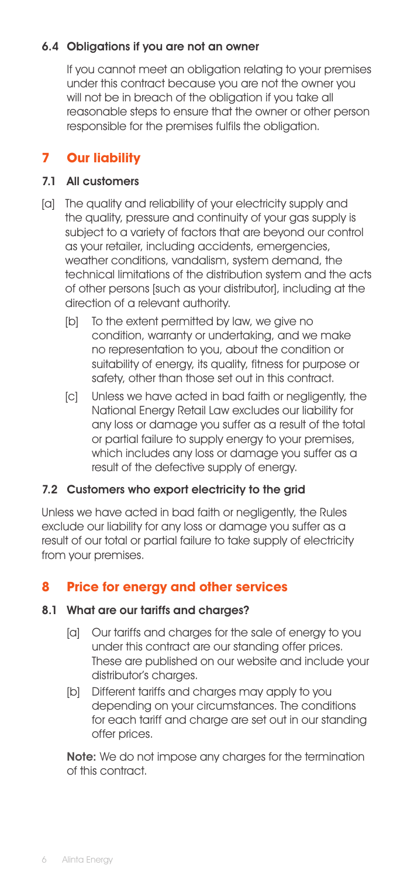### 6.4 Obligations if you are not an owner

If you cannot meet an obligation relating to your premises under this contract because you are not the owner you will not be in breach of the obligation if you take all reasonable steps to ensure that the owner or other person responsible for the premises fulfils the obligation.

## 7 Our liability

### 7.1 All customers

[a] The quality and reliability of your electricity supply and the quality, pressure and continuity of your gas supply is subject to a variety of factors that are beyond our control as your retailer, including accidents, emergencies, weather conditions, vandalism, system demand, the technical limitations of the distribution system and the acts of other persons [such as your distributor], including at the direction of a relevant authority.

[b] To the extent permitted by law, we give no condition, warranty or undertaking, and we make no representation to you, about the condition or suitability of energy, its quality, fitness for purpose or safety, other than those set out in this contract.

[c] Unless we have acted in bad faith or negligently, the National Energy Retail Law excludes our liability for any loss or damage you suffer as a result of the total or partial failure to supply energy to your premises, which includes any loss or damage you suffer as a result of the defective supply of energy.

### 7.2 Customers who export electricity to the grid

Unless we have acted in bad faith or negligently, the Rules exclude our liability for any loss or damage you suffer as a result of our total or partial failure to take supply of electricity from your premises.

## 8 Price for energy and other services

### 8.1 What are our tariffs and charges?

[a] Our tariffs and charges for the sale of energy to you under this contract are our standing offer prices. These are published on our website and include your distributor's charges.

[b] Different tariffs and charges may apply to you depending on your circumstances. The conditions for each tariff and charge are set out in our standing offer prices.

**Note:** We do not impose any charges for the termination of this contract.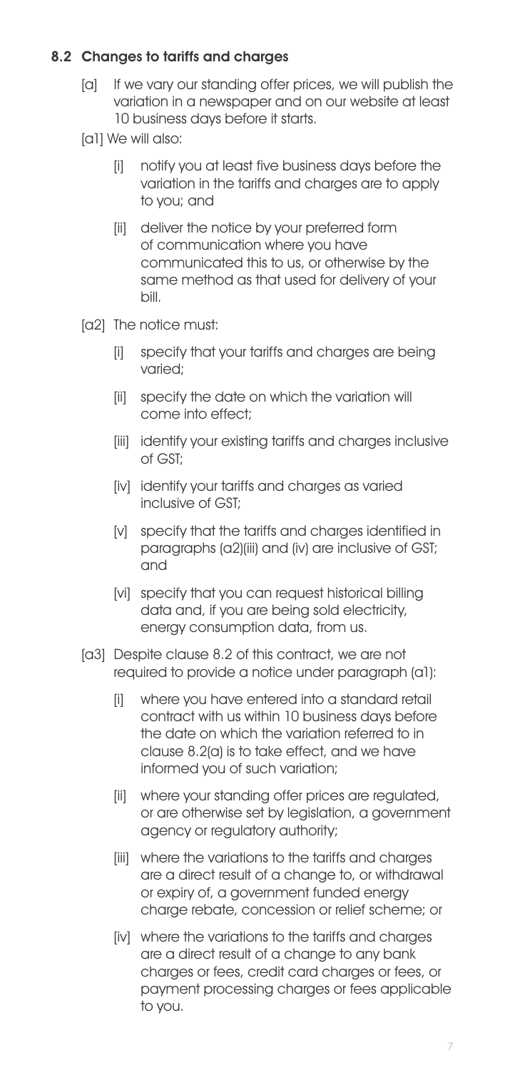### 8.2 Changes to tariffs and charges

[a] If we vary our standing offer prices, we will publish the variation in a newspaper and on our website at least 10 business days before it starts.

[a1] We will also:

- [i] notify you at least five business days before the variation in the tariffs and charges are to apply to you; and
- [ii] deliver the notice by your preferred form of communication where you have communicated this to us, or otherwise by the same method as that used for delivery of your bill.

[a2] The notice must:

- [i] specify that your tariffs and charges are being varied;
- [ii] specify the date on which the variation will come into effect;
- [iii] identify your existing tariffs and charges inclusive of GST;
- [iv] identify your tariffs and charges as varied inclusive of GST;
- [v] specify that the tariffs and charges identified in paragraphs (a2)(iii) and (iv) are inclusive of GST; and
- [vi] specify that you can request historical billing data and, if you are being sold electricity, energy consumption data, from us.

[a3] Despite clause 8.2 of this contract, we are not required to provide a notice under paragraph (a1):

- [i] where you have entered into a standard retail contract with us within 10 business days before the date on which the variation referred to in clause 8.2(a) is to take effect, and we have informed you of such variation;
- [ii] where your standing offer prices are regulated, or are otherwise set by legislation, a government agency or regulatory authority;
- [iii] where the variations to the tariffs and charges are a direct result of a change to, or withdrawal or expiry of, a government funded energy charge rebate, concession or relief scheme; or
- [iv] where the variations to the tariffs and charges are a direct result of a change to any bank charges or fees, credit card charges or fees, or payment processing charges or fees applicable to you.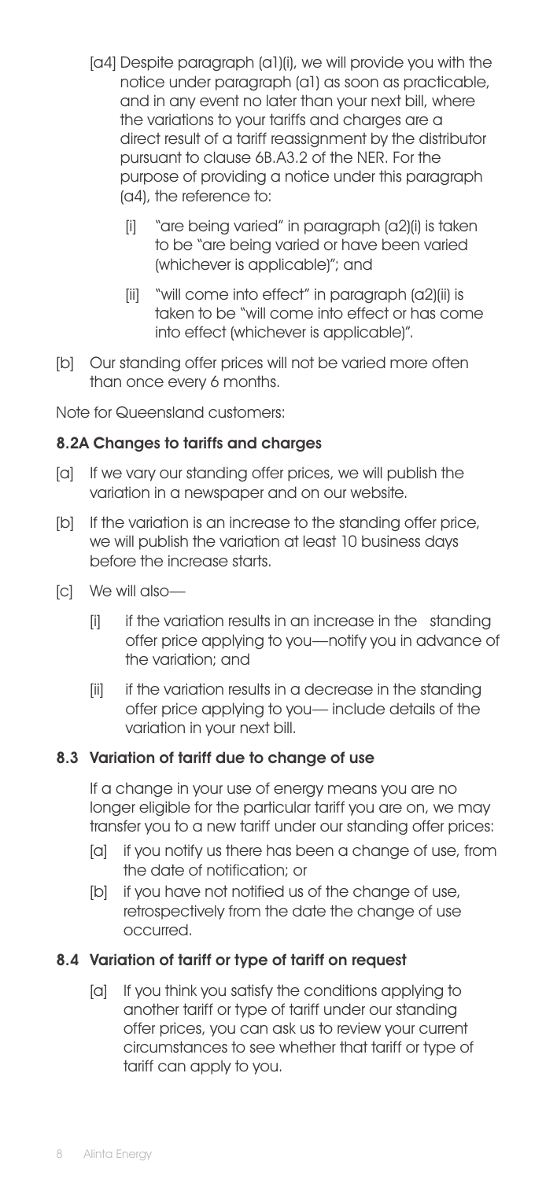[a4] Despite paragraph (a1)(i), we will provide you with the notice under paragraph (a1) as soon as practicable, and in any event no later than your next bill, where the variations to your tariffs and charges are a direct result of a tariff reassignment by the distributor pursuant to clause 6B.A3.2 of the NER. For the purpose of providing a notice under this paragraph (a4), the reference to:

- [i] "are being varied" in paragraph (a2)(i) is taken to be "are being varied or have been varied (whichever is applicable)"; and
- [ii] "will come into effect" in paragraph (a2)(ii) is taken to be "will come into effect or has come into effect (whichever is applicable)".

[b] Our standing offer prices will not be varied more often than once every 6 months.

Note for Queensland customers:

**8.2A Changes to tariffs and charges**

[a] If we vary our standing offer prices, we will publish the variation in a newspaper and on our website.

[b] If the variation is an increase to the standing offer price, we will publish the variation at least 10 business days before the increase starts.

[c] We will also—

- [i] if the variation results in an increase in the standing offer price applying to you—notify you in advance of the variation; and
- [ii] if the variation results in a decrease in the standing offer price applying to you— include details of the variation in your next bill.

**8.3 Variation of tariff due to change of use**

If a change in your use of energy means you are no longer eligible for the particular tariff you are on, we may transfer you to a new tariff under our standing offer prices:

- [a] if you notify us there has been a change of use, from the date of notification; or
- [b] if you have not notified us of the change of use, retrospectively from the date the change of use occurred.

**8.4 Variation of tariff or type of tariff on request**

[a] If you think you satisfy the conditions applying to another tariff or type of tariff under our standing offer prices, you can ask us to review your current circumstances to see whether that tariff or type of tariff can apply to you.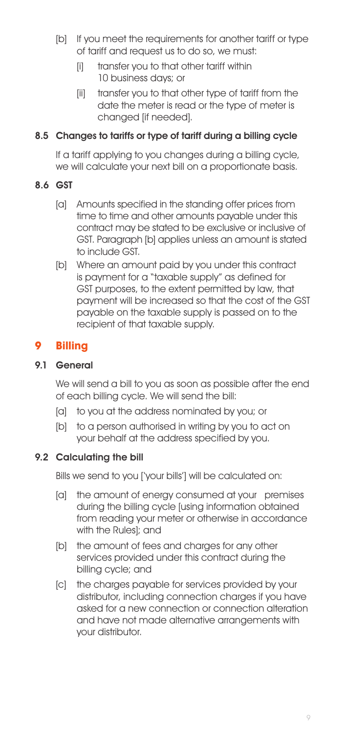[b] If you meet the requirements for another tariff or type of tariff and request us to do so, we must:

[i] transfer you to that other tariff within 10 business days; or

[ii] transfer you to that other type of tariff from the date the meter is read or the type of meter is changed [if needed].

### 8.5 Changes to tariffs or type of tariff during a billing cycle

If a tariff applying to you changes during a billing cycle, we will calculate your next bill on a proportionate basis.

### 8.6 GST

[a] Amounts specified in the standing offer prices from time to time and other amounts payable under this contract may be stated to be exclusive or inclusive of GST. Paragraph [b] applies unless an amount is stated to include GST.

[b] Where an amount paid by you under this contract is payment for a "taxable supply" as defined for GST purposes, to the extent permitted by law, that payment will be increased so that the cost of the GST payable on the taxable supply is passed on to the recipient of that taxable supply.

## 9 Billing

### 9.1 General

We will send a bill to you as soon as possible after the end of each billing cycle. We will send the bill:

[a] to you at the address nominated by you; or

[b] to a person authorised in writing by you to act on your behalf at the address specified by you.

### 9.2 Calculating the bill

Bills we send to you ['your bills'] will be calculated on:

[a] the amount of energy consumed at your premises during the billing cycle [using information obtained from reading your meter or otherwise in accordance with the Rules]; and

[b] the amount of fees and charges for any other services provided under this contract during the billing cycle; and

[c] the charges payable for services provided by your distributor, including connection charges if you have asked for a new connection or connection alteration and have not made alternative arrangements with your distributor.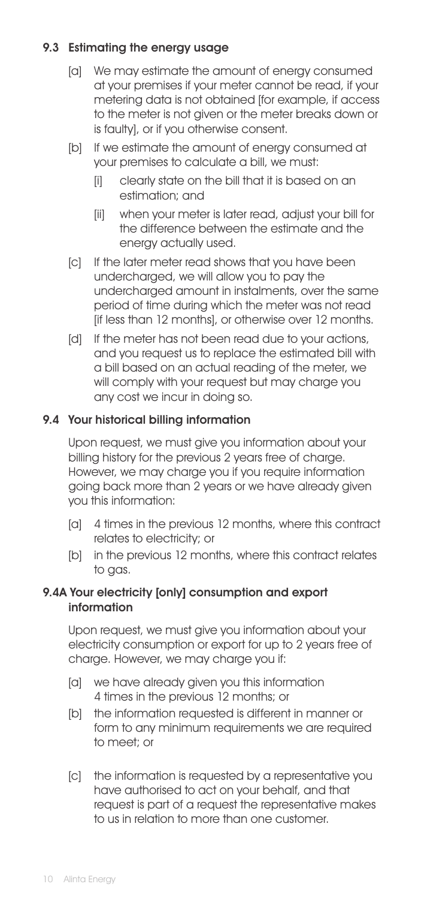### 9.3 Estimating the energy usage

[a] We may estimate the amount of energy consumed at your premises if your meter cannot be read, if your metering data is not obtained [for example, if access to the meter is not given or the meter breaks down or is faulty], or if you otherwise consent.

[b] If we estimate the amount of energy consumed at your premises to calculate a bill, we must:

[i] clearly state on the bill that it is based on an estimation; and

[ii] when your meter is later read, adjust your bill for the difference between the estimate and the energy actually used.

[c] If the later meter read shows that you have been undercharged, we will allow you to pay the undercharged amount in instalments, over the same period of time during which the meter was not read [if less than 12 months], or otherwise over 12 months.

[d] If the meter has not been read due to your actions, and you request us to replace the estimated bill with a bill based on an actual reading of the meter, we will comply with your request but may charge you any cost we incur in doing so.

### 9.4 Your historical billing information

Upon request, we must give you information about your billing history for the previous 2 years free of charge. However, we may charge you if you require information going back more than 2 years or we have already given you this information:

[a] 4 times in the previous 12 months, where this contract relates to electricity; or

[b] in the previous 12 months, where this contract relates to gas.

### 9.4A Your electricity [only] consumption and export information

Upon request, we must give you information about your electricity consumption or export for up to 2 years free of charge. However, we may charge you if:

[a] we have already given you this information 4 times in the previous 12 months; or

[b] the information requested is different in manner or form to any minimum requirements we are required to meet; or

[c] the information is requested by a representative you have authorised to act on your behalf, and that request is part of a request the representative makes to us in relation to more than one customer.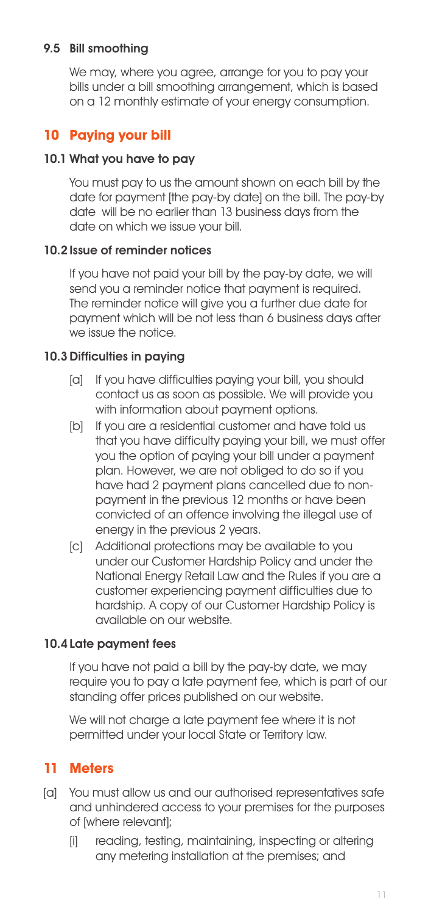### 9.5 Bill smoothing

We may, where you agree, arrange for you to pay your bills under a bill smoothing arrangement, which is based on a 12 monthly estimate of your energy consumption.

## 10 Paying your bill

### 10.1 What you have to pay

You must pay to us the amount shown on each bill by the date for payment [the pay-by date] on the bill. The pay-by date will be no earlier than 13 business days from the date on which we issue your bill.

### 10.2 Issue of reminder notices

If you have not paid your bill by the pay-by date, we will send you a reminder notice that payment is required. The reminder notice will give you a further due date for payment which will be not less than 6 business days after we issue the notice.

### 10.3 Difficulties in paying

[a] If you have difficulties paying your bill, you should contact us as soon as possible. We will provide you with information about payment options.

[b] If you are a residential customer and have told us that you have difficulty paying your bill, we must offer you the option of paying your bill under a payment plan. However, we are not obliged to do so if you have had 2 payment plans cancelled due to non-payment in the previous 12 months or have been convicted of an offence involving the illegal use of energy in the previous 2 years.

[c] Additional protections may be available to you under our Customer Hardship Policy and under the National Energy Retail Law and the Rules if you are a customer experiencing payment difficulties due to hardship. A copy of our Customer Hardship Policy is available on our website.

### 10.4 Late payment fees

If you have not paid a bill by the pay-by date, we may require you to pay a late payment fee, which is part of our standing offer prices published on our website.

We will not charge a late payment fee where it is not permitted under your local State or Territory law.

## 11 Meters

[a] You must allow us and our authorised representatives safe and unhindered access to your premises for the purposes of [where relevant];

[i] reading, testing, maintaining, inspecting or altering any metering installation at the premises; and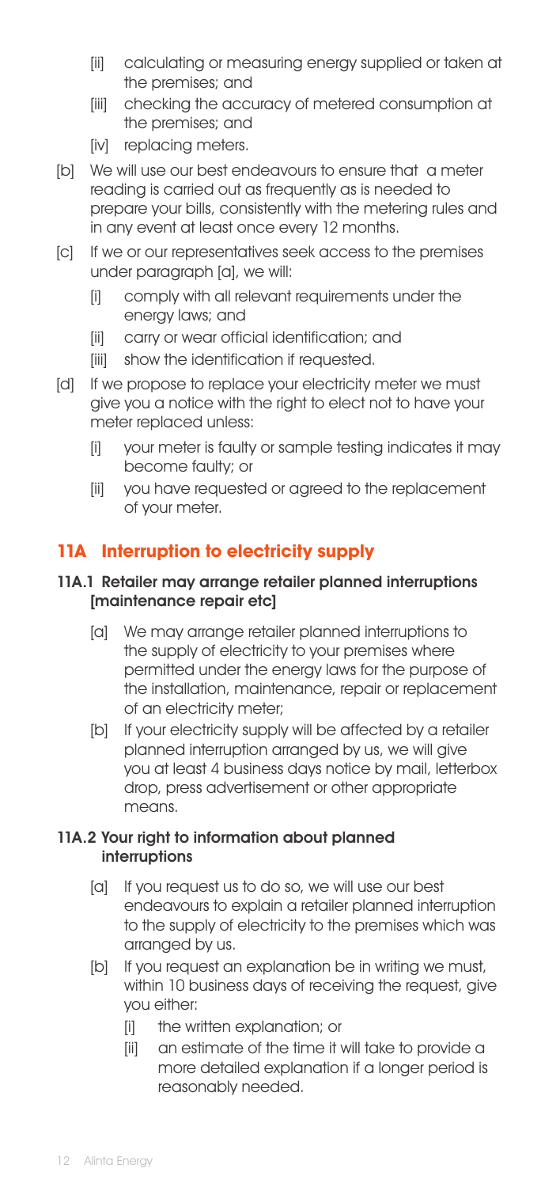- [ii] calculating or measuring energy supplied or taken at the premises; and
- [iii] checking the accuracy of metered consumption at the premises; and
- [iv] replacing meters.

[b] We will use our best endeavours to ensure that a meter reading is carried out as frequently as is needed to prepare your bills, consistently with the metering rules and in any event at least once every 12 months.

[c] If we or our representatives seek access to the premises under paragraph [a], we will:

- [i] comply with all relevant requirements under the energy laws; and
- [ii] carry or wear official identification; and
- [iii] show the identification if requested.

[d] If we propose to replace your electricity meter we must give you a notice with the right to elect not to have your meter replaced unless:

- [i] your meter is faulty or sample testing indicates it may become faulty; or
- [ii] you have requested or agreed to the replacement of your meter.

## 11A Interruption to electricity supply

### 11A.1 Retailer may arrange retailer planned interruptions [maintenance repair etc]

[a] We may arrange retailer planned interruptions to the supply of electricity to your premises where permitted under the energy laws for the purpose of the installation, maintenance, repair or replacement of an electricity meter;

[b] If your electricity supply will be affected by a retailer planned interruption arranged by us, we will give you at least 4 business days notice by mail, letterbox drop, press advertisement or other appropriate means.

### 11A.2 Your right to information about planned interruptions

[a] If you request us to do so, we will use our best endeavours to explain a retailer planned interruption to the supply of electricity to the premises which was arranged by us.

[b] If you request an explanation be in writing we must, within 10 business days of receiving the request, give you either:

- [i] the written explanation; or
- [ii] an estimate of the time it will take to provide a more detailed explanation if a longer period is reasonably needed.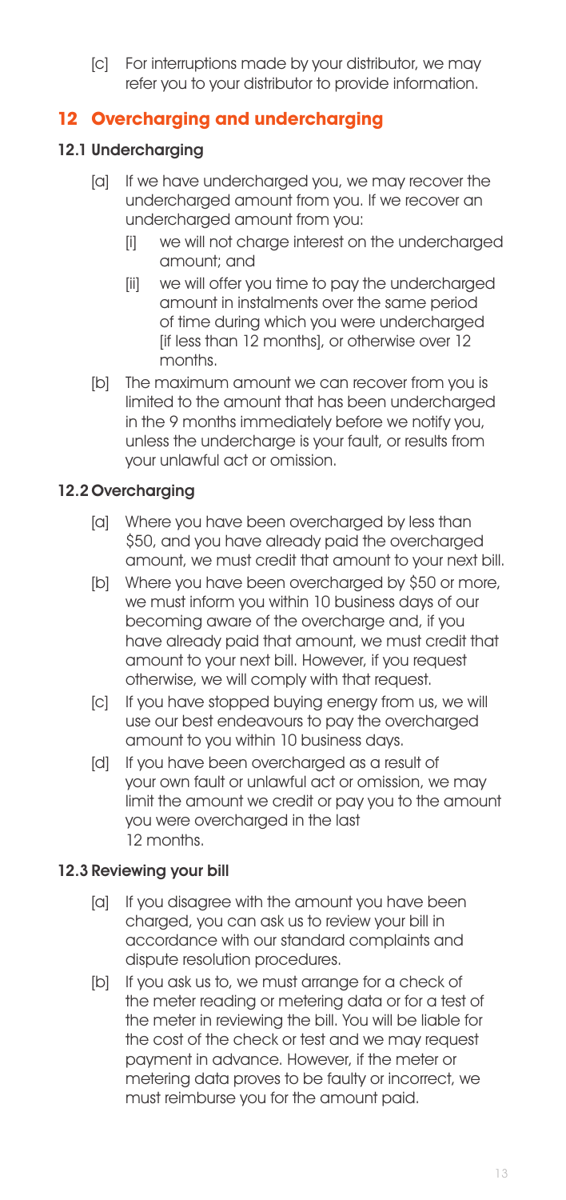[c] For interruptions made by your distributor, we may refer you to your distributor to provide information.

## 12 Overcharging and undercharging

### 12.1 Undercharging

[a] If we have undercharged you, we may recover the undercharged amount from you. If we recover an undercharged amount from you:

  [i] we will not charge interest on the undercharged amount; and

  [ii] we will offer you time to pay the undercharged amount in instalments over the same period of time during which you were undercharged [if less than 12 months], or otherwise over 12 months.

[b] The maximum amount we can recover from you is limited to the amount that has been undercharged in the 9 months immediately before we notify you, unless the undercharge is your fault, or results from your unlawful act or omission.

### 12.2 Overcharging

[a] Where you have been overcharged by less than $50, and you have already paid the overcharged amount, we must credit that amount to your next bill.

[b] Where you have been overcharged by $50 or more, we must inform you within 10 business days of our becoming aware of the overcharge and, if you have already paid that amount, we must credit that amount to your next bill. However, if you request otherwise, we will comply with that request.

[c] If you have stopped buying energy from us, we will use our best endeavours to pay the overcharged amount to you within 10 business days.

[d] If you have been overcharged as a result of your own fault or unlawful act or omission, we may limit the amount we credit or pay you to the amount you were overcharged in the last 12 months.

### 12.3 Reviewing your bill

[a] If you disagree with the amount you have been charged, you can ask us to review your bill in accordance with our standard complaints and dispute resolution procedures.

[b] If you ask us to, we must arrange for a check of the meter reading or metering data or for a test of the meter in reviewing the bill. You will be liable for the cost of the check or test and we may request payment in advance. However, if the meter or metering data proves to be faulty or incorrect, we must reimburse you for the amount paid.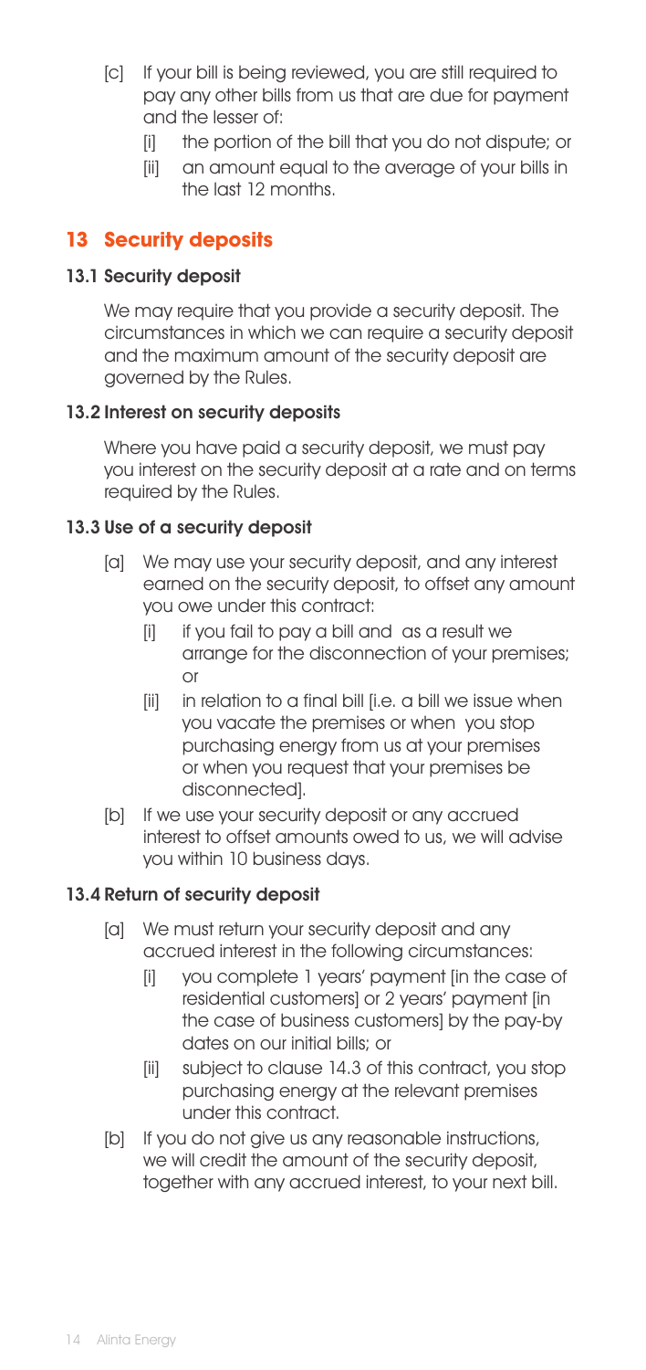[c] If your bill is being reviewed, you are still required to pay any other bills from us that are due for payment and the lesser of:

   [i] the portion of the bill that you do not dispute; or

   [ii] an amount equal to the average of your bills in the last 12 months.

## 13 Security deposits

### 13.1 Security deposit

We may require that you provide a security deposit. The circumstances in which we can require a security deposit and the maximum amount of the security deposit are governed by the Rules.

### 13.2 Interest on security deposits

Where you have paid a security deposit, we must pay you interest on the security deposit at a rate and on terms required by the Rules.

### 13.3 Use of a security deposit

[a] We may use your security deposit, and any interest earned on the security deposit, to offset any amount you owe under this contract:

   [i] if you fail to pay a bill and as a result we arrange for the disconnection of your premises; or

   [ii] in relation to a final bill [i.e. a bill we issue when you vacate the premises or when you stop purchasing energy from us at your premises or when you request that your premises be disconnected].

[b] If we use your security deposit or any accrued interest to offset amounts owed to us, we will advise you within 10 business days.

### 13.4 Return of security deposit

[a] We must return your security deposit and any accrued interest in the following circumstances:

   [i] you complete 1 years' payment [in the case of residential customers] or 2 years' payment [in the case of business customers] by the pay-by dates on our initial bills; or

   [ii] subject to clause 14.3 of this contract, you stop purchasing energy at the relevant premises under this contract.

[b] If you do not give us any reasonable instructions, we will credit the amount of the security deposit, together with any accrued interest, to your next bill.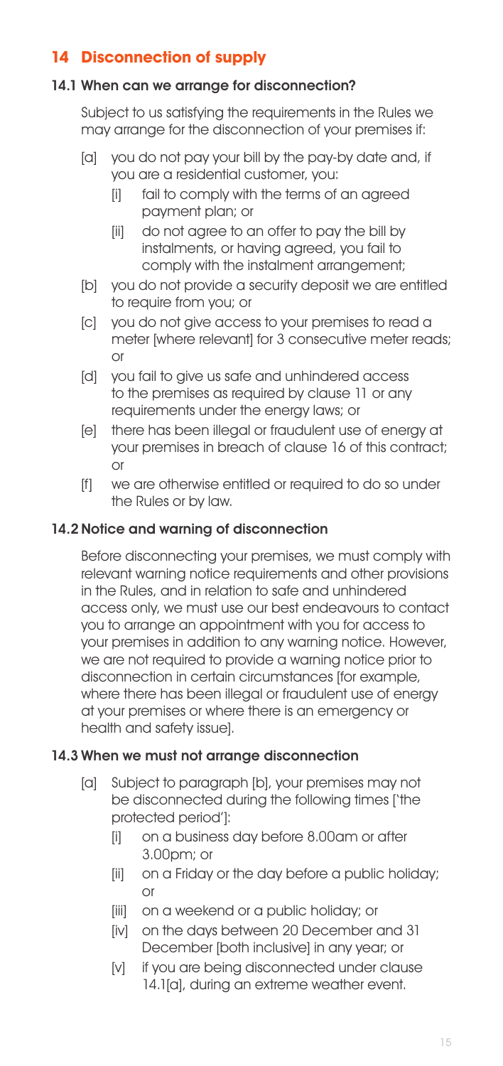## 14 Disconnection of supply

### 14.1 When can we arrange for disconnection?

Subject to us satisfying the requirements in the Rules we may arrange for the disconnection of your premises if:

- [a] you do not pay your bill by the pay-by date and, if you are a residential customer, you:
  - [i] fail to comply with the terms of an agreed payment plan; or
  - [ii] do not agree to an offer to pay the bill by instalments, or having agreed, you fail to comply with the instalment arrangement;
- [b] you do not provide a security deposit we are entitled to require from you; or
- [c] you do not give access to your premises to read a meter [where relevant] for 3 consecutive meter reads; or
- [d] you fail to give us safe and unhindered access to the premises as required by clause 11 or any requirements under the energy laws; or
- [e] there has been illegal or fraudulent use of energy at your premises in breach of clause 16 of this contract; or
- [f] we are otherwise entitled or required to do so under the Rules or by law.

### 14.2 Notice and warning of disconnection

Before disconnecting your premises, we must comply with relevant warning notice requirements and other provisions in the Rules, and in relation to safe and unhindered access only, we must use our best endeavours to contact you to arrange an appointment with you for access to your premises in addition to any warning notice. However, we are not required to provide a warning notice prior to disconnection in certain circumstances [for example, where there has been illegal or fraudulent use of energy at your premises or where there is an emergency or health and safety issue].

### 14.3 When we must not arrange disconnection

- [a] Subject to paragraph [b], your premises may not be disconnected during the following times ['the protected period']:
  - [i] on a business day before 8.00am or after 3.00pm; or
  - [ii] on a Friday or the day before a public holiday; or
  - [iii] on a weekend or a public holiday; or
  - [iv] on the days between 20 December and 31 December [both inclusive] in any year; or
  - [v] if you are being disconnected under clause 14.1[a], during an extreme weather event.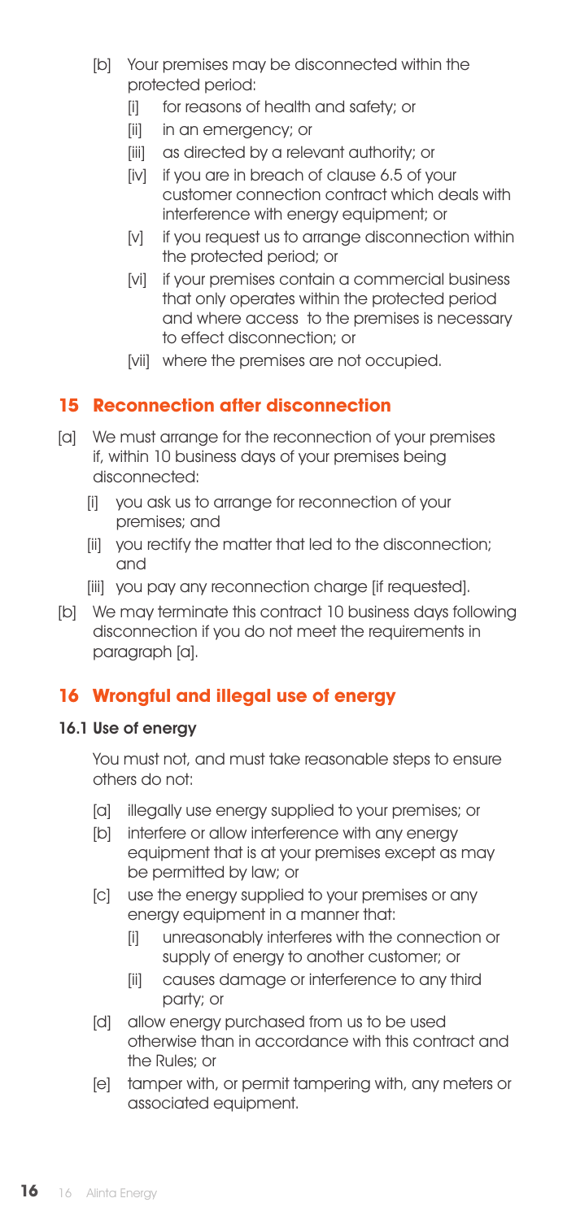[b] Your premises may be disconnected within the protected period:

   [i] for reasons of health and safety; or
   [ii] in an emergency; or
   [iii] as directed by a relevant authority; or
   [iv] if you are in breach of clause 6.5 of your customer connection contract which deals with interference with energy equipment; or
   [v] if you request us to arrange disconnection within the protected period; or
   [vi] if your premises contain a commercial business that only operates within the protected period and where access to the premises is necessary to effect disconnection; or
   [vii] where the premises are not occupied.

## 15 Reconnection after disconnection

[a] We must arrange for the reconnection of your premises if, within 10 business days of your premises being disconnected:

   [i] you ask us to arrange for reconnection of your premises; and
   [ii] you rectify the matter that led to the disconnection; and
   [iii] you pay any reconnection charge [if requested].

[b] We may terminate this contract 10 business days following disconnection if you do not meet the requirements in paragraph [a].

## 16 Wrongful and illegal use of energy

### 16.1 Use of energy

You must not, and must take reasonable steps to ensure others do not:

[a] illegally use energy supplied to your premises; or

[b] interfere or allow interference with any energy equipment that is at your premises except as may be permitted by law; or

[c] use the energy supplied to your premises or any energy equipment in a manner that:

   [i] unreasonably interferes with the connection or supply of energy to another customer; or
   [ii] causes damage or interference to any third party; or

[d] allow energy purchased from us to be used otherwise than in accordance with this contract and the Rules; or

[e] tamper with, or permit tampering with, any meters or associated equipment.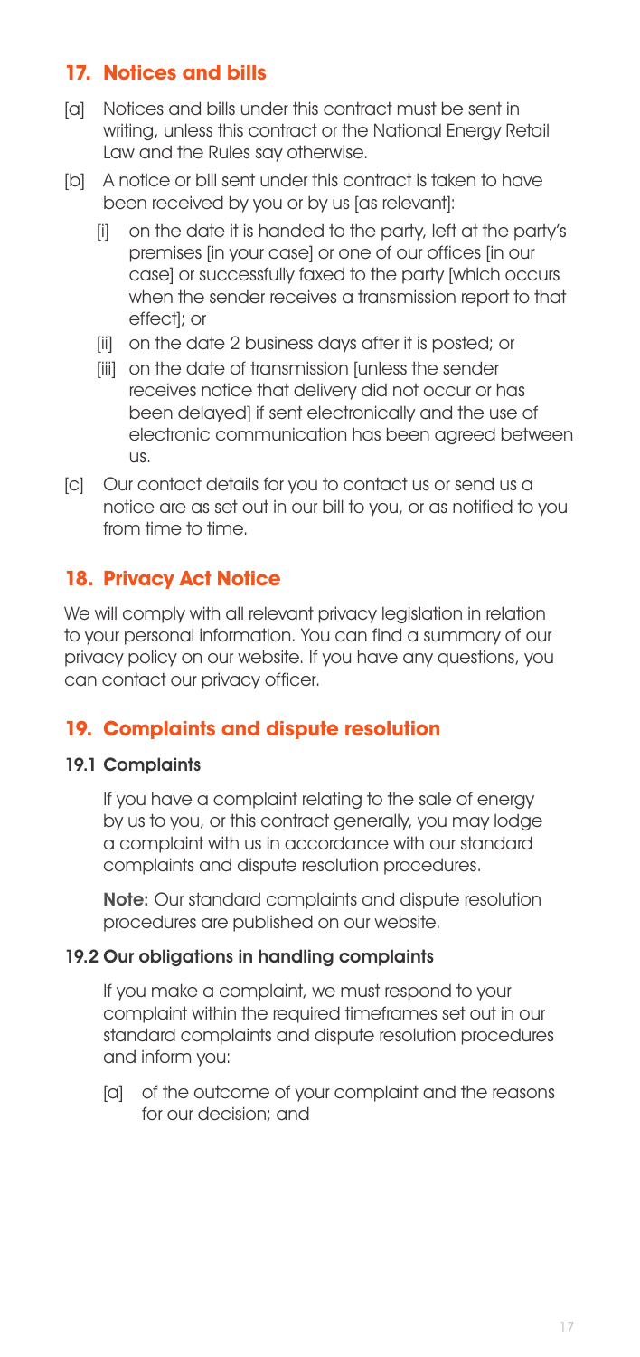## 17. Notices and bills

[a] Notices and bills under this contract must be sent in writing, unless this contract or the National Energy Retail Law and the Rules say otherwise.

[b] A notice or bill sent under this contract is taken to have been received by you or by us [as relevant]:

- [i] on the date it is handed to the party, left at the party's premises [in your case] or one of our offices [in our case] or successfully faxed to the party [which occurs when the sender receives a transmission report to that effect]; or
- [ii] on the date 2 business days after it is posted; or
- [iii] on the date of transmission [unless the sender receives notice that delivery did not occur or has been delayed] if sent electronically and the use of electronic communication has been agreed between us.

[c] Our contact details for you to contact us or send us a notice are as set out in our bill to you, or as notified to you from time to time.

## 18. Privacy Act Notice

We will comply with all relevant privacy legislation in relation to your personal information. You can find a summary of our privacy policy on our website. If you have any questions, you can contact our privacy officer.

## 19. Complaints and dispute resolution

### 19.1 Complaints

If you have a complaint relating to the sale of energy by us to you, or this contract generally, you may lodge a complaint with us in accordance with our standard complaints and dispute resolution procedures.

**Note:** Our standard complaints and dispute resolution procedures are published on our website.

### 19.2 Our obligations in handling complaints

If you make a complaint, we must respond to your complaint within the required timeframes set out in our standard complaints and dispute resolution procedures and inform you:

[a] of the outcome of your complaint and the reasons for our decision; and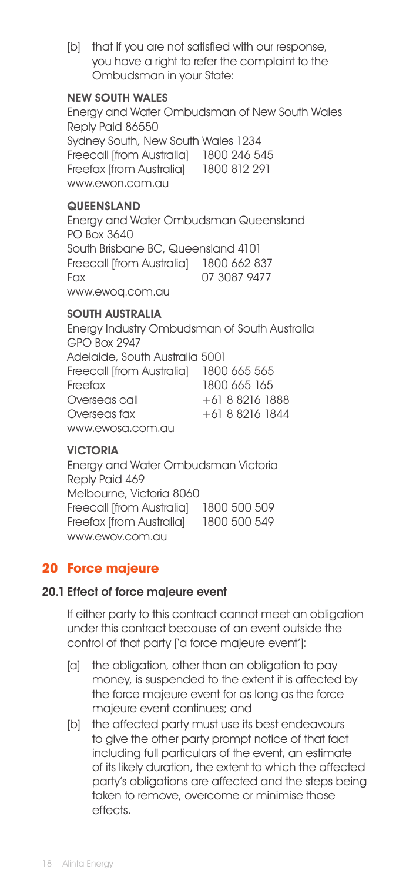[b] that if you are not satisfied with our response, you have a right to refer the complaint to the Ombudsman in your State:

**NEW SOUTH WALES**

Energy and Water Ombudsman of New South Wales
Reply Paid 86550
Sydney South, New South Wales 1234
Freecall [from Australia] 1800 246 545
Freefax [from Australia] 1800 812 291
www.ewon.com.au

**QUEENSLAND**

Energy and Water Ombudsman Queensland
PO Box 3640
South Brisbane BC, Queensland 4101
Freecall [from Australia] 1800 662 837
Fax 07 3087 9477
www.ewoq.com.au

**SOUTH AUSTRALIA**

Energy Industry Ombudsman of South Australia
GPO Box 2947
Adelaide, South Australia 5001
Freecall [from Australia] 1800 665 565
Freefax 1800 665 165
Overseas call +61 8 8216 1888
Overseas fax +61 8 8216 1844
www.ewosa.com.au

**VICTORIA**

Energy and Water Ombudsman Victoria
Reply Paid 469
Melbourne, Victoria 8060
Freecall [from Australia] 1800 500 509
Freefax [from Australia] 1800 500 549
www.ewov.com.au

## 20 Force majeure

### 20.1 Effect of force majeure event

If either party to this contract cannot meet an obligation under this contract because of an event outside the control of that party ['a force majeure event']:

[a] the obligation, other than an obligation to pay money, is suspended to the extent it is affected by the force majeure event for as long as the force majeure event continues; and

[b] the affected party must use its best endeavours to give the other party prompt notice of that fact including full particulars of the event, an estimate of its likely duration, the extent to which the affected party's obligations are affected and the steps being taken to remove, overcome or minimise those effects.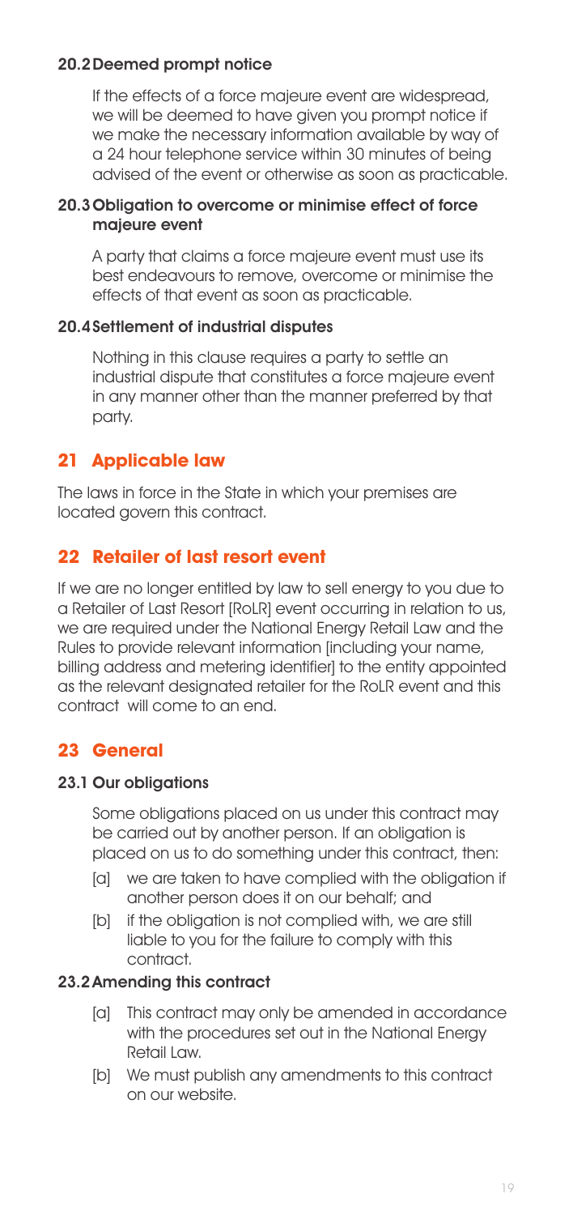### 20.2 Deemed prompt notice

If the effects of a force majeure event are widespread, we will be deemed to have given you prompt notice if we make the necessary information available by way of a 24 hour telephone service within 30 minutes of being advised of the event or otherwise as soon as practicable.

### 20.3 Obligation to overcome or minimise effect of force majeure event

A party that claims a force majeure event must use its best endeavours to remove, overcome or minimise the effects of that event as soon as practicable.

### 20.4 Settlement of industrial disputes

Nothing in this clause requires a party to settle an industrial dispute that constitutes a force majeure event in any manner other than the manner preferred by that party.

## 21 Applicable law

The laws in force in the State in which your premises are located govern this contract.

## 22 Retailer of last resort event

If we are no longer entitled by law to sell energy to you due to a Retailer of Last Resort [RoLR] event occurring in relation to us, we are required under the National Energy Retail Law and the Rules to provide relevant information [including your name, billing address and metering identifier] to the entity appointed as the relevant designated retailer for the RoLR event and this contract will come to an end.

## 23 General

### 23.1 Our obligations

Some obligations placed on us under this contract may be carried out by another person. If an obligation is placed on us to do something under this contract, then:

[a] we are taken to have complied with the obligation if another person does it on our behalf; and

[b] if the obligation is not complied with, we are still liable to you for the failure to comply with this contract.

### 23.2 Amending this contract

[a] This contract may only be amended in accordance with the procedures set out in the National Energy Retail Law.

[b] We must publish any amendments to this contract on our website.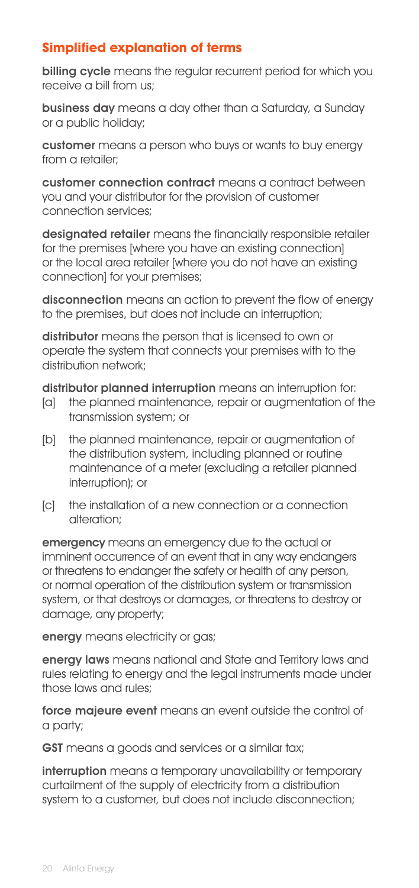## Simplified explanation of terms

**billing cycle** means the regular recurrent period for which you receive a bill from us;

**business day** means a day other than a Saturday, a Sunday or a public holiday;

**customer** means a person who buys or wants to buy energy from a retailer;

**customer connection contract** means a contract between you and your distributor for the provision of customer connection services;

**designated retailer** means the financially responsible retailer for the premises [where you have an existing connection] or the local area retailer [where you do not have an existing connection] for your premises;

**disconnection** means an action to prevent the flow of energy to the premises, but does not include an interruption;

**distributor** means the person that is licensed to own or operate the system that connects your premises with to the distribution network;

**distributor planned interruption** means an interruption for:

- [a] the planned maintenance, repair or augmentation of the transmission system; or
- [b] the planned maintenance, repair or augmentation of the distribution system, including planned or routine maintenance of a meter (excluding a retailer planned interruption); or
- [c] the installation of a new connection or a connection alteration;

**emergency** means an emergency due to the actual or imminent occurrence of an event that in any way endangers or threatens to endanger the safety or health of any person, or normal operation of the distribution system or transmission system, or that destroys or damages, or threatens to destroy or damage, any property;

**energy** means electricity or gas;

**energy laws** means national and State and Territory laws and rules relating to energy and the legal instruments made under those laws and rules;

**force majeure event** means an event outside the control of a party;

**GST** means a goods and services or a similar tax;

**interruption** means a temporary unavailability or temporary curtailment of the supply of electricity from a distribution system to a customer, but does not include disconnection;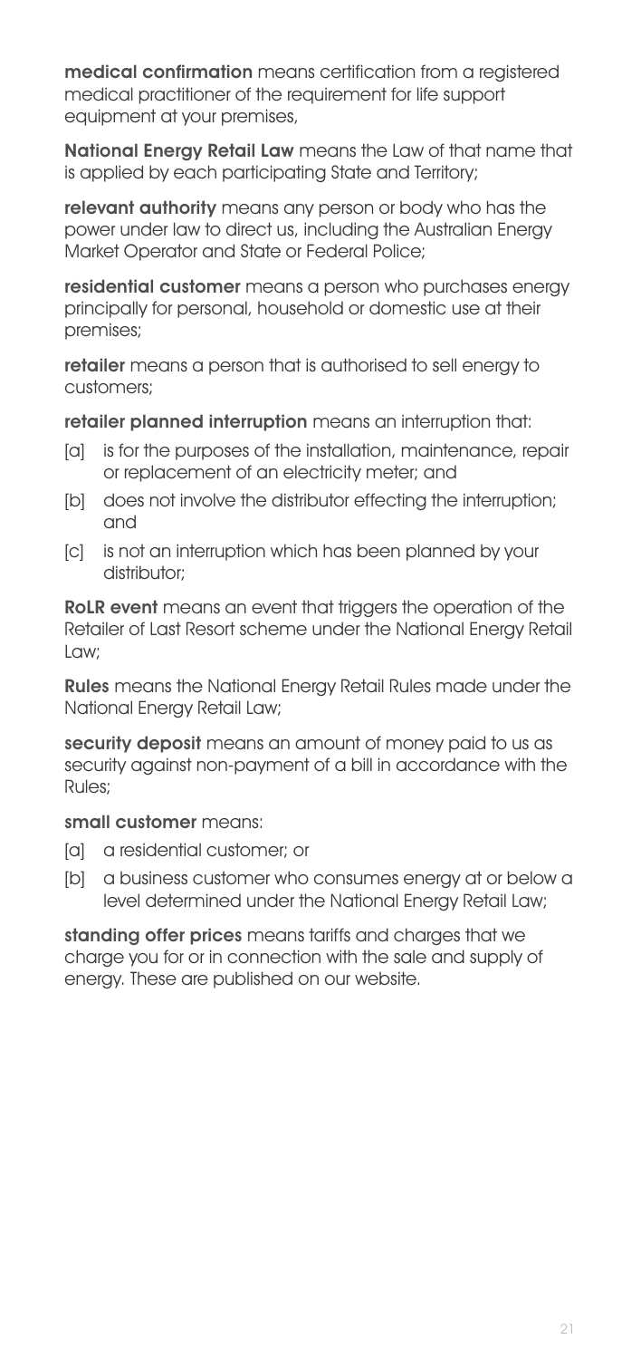**medical confirmation** means certification from a registered medical practitioner of the requirement for life support equipment at your premises,

**National Energy Retail Law** means the Law of that name that is applied by each participating State and Territory;

**relevant authority** means any person or body who has the power under law to direct us, including the Australian Energy Market Operator and State or Federal Police;

**residential customer** means a person who purchases energy principally for personal, household or domestic use at their premises;

**retailer** means a person that is authorised to sell energy to customers;

**retailer planned interruption** means an interruption that:

[a] is for the purposes of the installation, maintenance, repair or replacement of an electricity meter; and

[b] does not involve the distributor effecting the interruption; and

[c] is not an interruption which has been planned by your distributor;

**RoLR event** means an event that triggers the operation of the Retailer of Last Resort scheme under the National Energy Retail Law;

**Rules** means the National Energy Retail Rules made under the National Energy Retail Law;

**security deposit** means an amount of money paid to us as security against non-payment of a bill in accordance with the Rules;

**small customer** means:

[a] a residential customer; or

[b] a business customer who consumes energy at or below a level determined under the National Energy Retail Law;

**standing offer prices** means tariffs and charges that we charge you for or in connection with the sale and supply of energy. These are published on our website.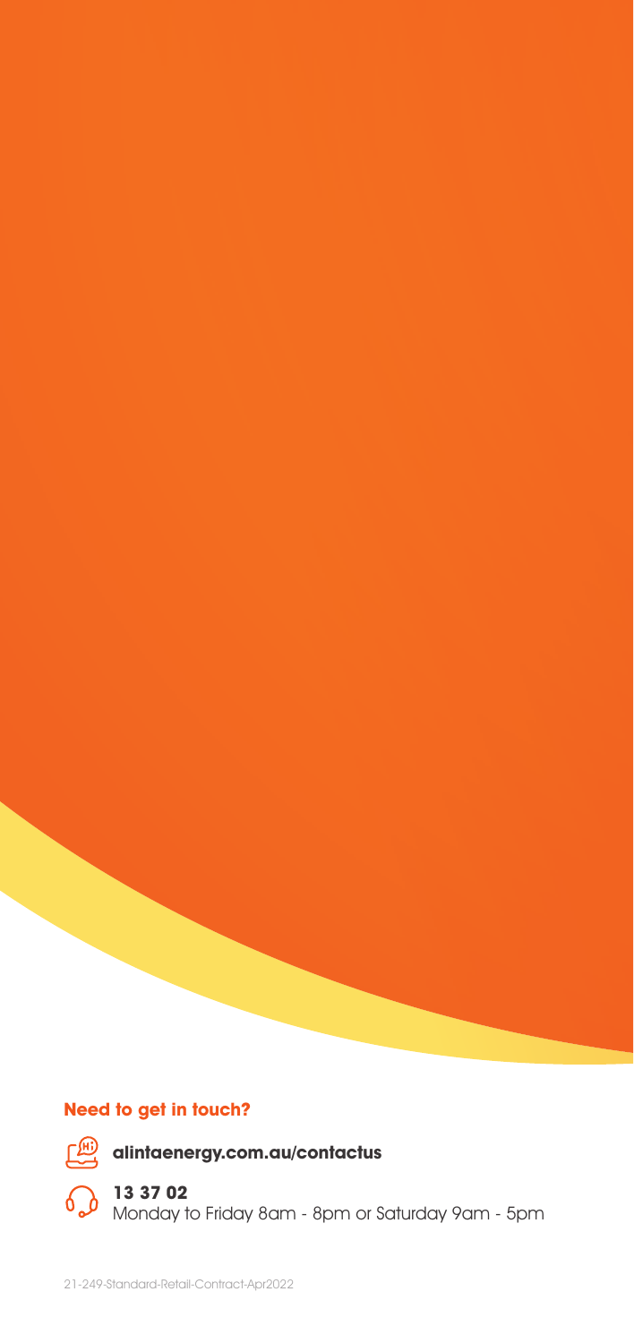**Need to get in touch?**

**alintaenergy.com.au/contactus**

**13 37 02**
Monday to Friday 8am - 8pm or Saturday 9am - 5pm

21-249-Standard-Retail-Contract-Apr2022